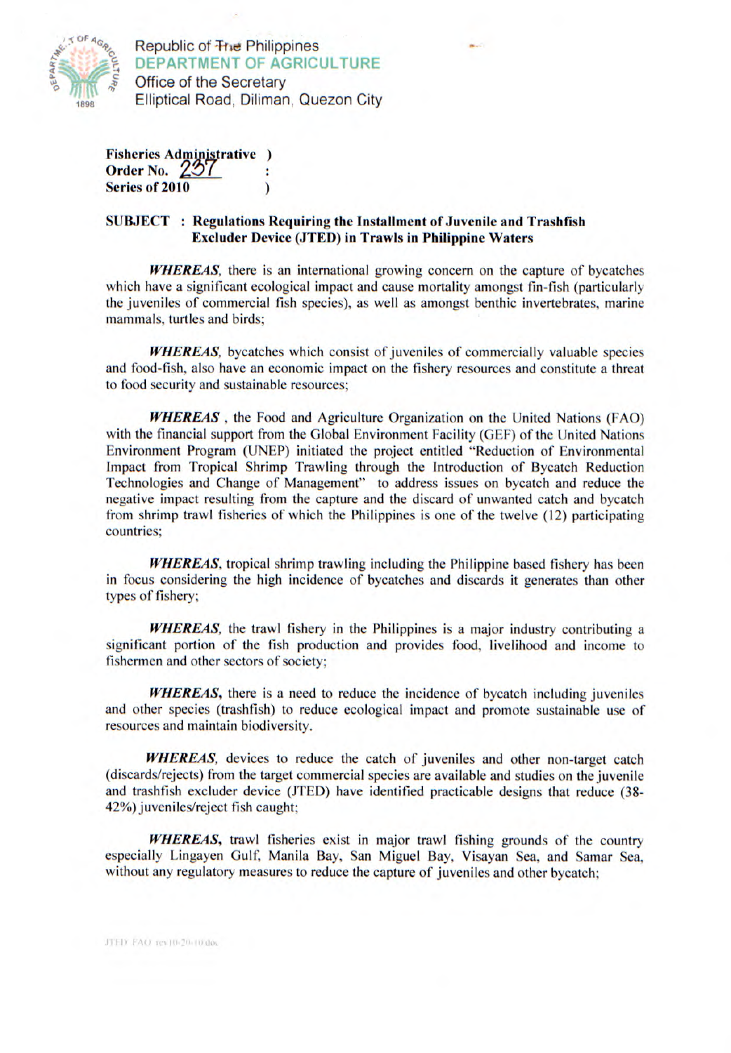Republic of The Philippines
**DEPARTMENT OF AGRICULTURE**
Office of the Secretary
Elliptical Road, Diliman, Quezon City

**Fisheries Administrative )**
**Order No. 237 :**
**Series of 2010 )**

**SUBJECT : Regulations Requiring the Installment of Juvenile and Trashfish Excluder Device (JTED) in Trawls in Philippine Waters**

***WHEREAS***, there is an international growing concern on the capture of bycatches which have a significant ecological impact and cause mortality amongst fin-fish (particularly the juveniles of commercial fish species), as well as amongst benthic invertebrates, marine mammals, turtles and birds;

***WHEREAS***, bycatches which consist of juveniles of commercially valuable species and food-fish, also have an economic impact on the fishery resources and constitute a threat to food security and sustainable resources;

***WHEREAS*** , the Food and Agriculture Organization on the United Nations (FAO) with the financial support from the Global Environment Facility (GEF) of the United Nations Environment Program (UNEP) initiated the project entitled "Reduction of Environmental Impact from Tropical Shrimp Trawling through the Introduction of Bycatch Reduction Technologies and Change of Management" to address issues on bycatch and reduce the negative impact resulting from the capture and the discard of unwanted catch and bycatch from shrimp trawl fisheries of which the Philippines is one of the twelve (12) participating countries;

***WHEREAS***, tropical shrimp trawling including the Philippine based fishery has been in focus considering the high incidence of bycatches and discards it generates than other types of fishery;

***WHEREAS***, the trawl fishery in the Philippines is a major industry contributing a significant portion of the fish production and provides food, livelihood and income to fishermen and other sectors of society;

***WHEREAS***, there is a need to reduce the incidence of bycatch including juveniles and other species (trashfish) to reduce ecological impact and promote sustainable use of resources and maintain biodiversity.

***WHEREAS***, devices to reduce the catch of juveniles and other non-target catch (discards/rejects) from the target commercial species are available and studies on the juvenile and trashfish excluder device (JTED) have identified practicable designs that reduce (38-42%) juveniles/reject fish caught;

***WHEREAS***, trawl fisheries exist in major trawl fishing grounds of the country especially Lingayen Gulf, Manila Bay, San Miguel Bay, Visayan Sea, and Samar Sea, without any regulatory measures to reduce the capture of juveniles and other bycatch;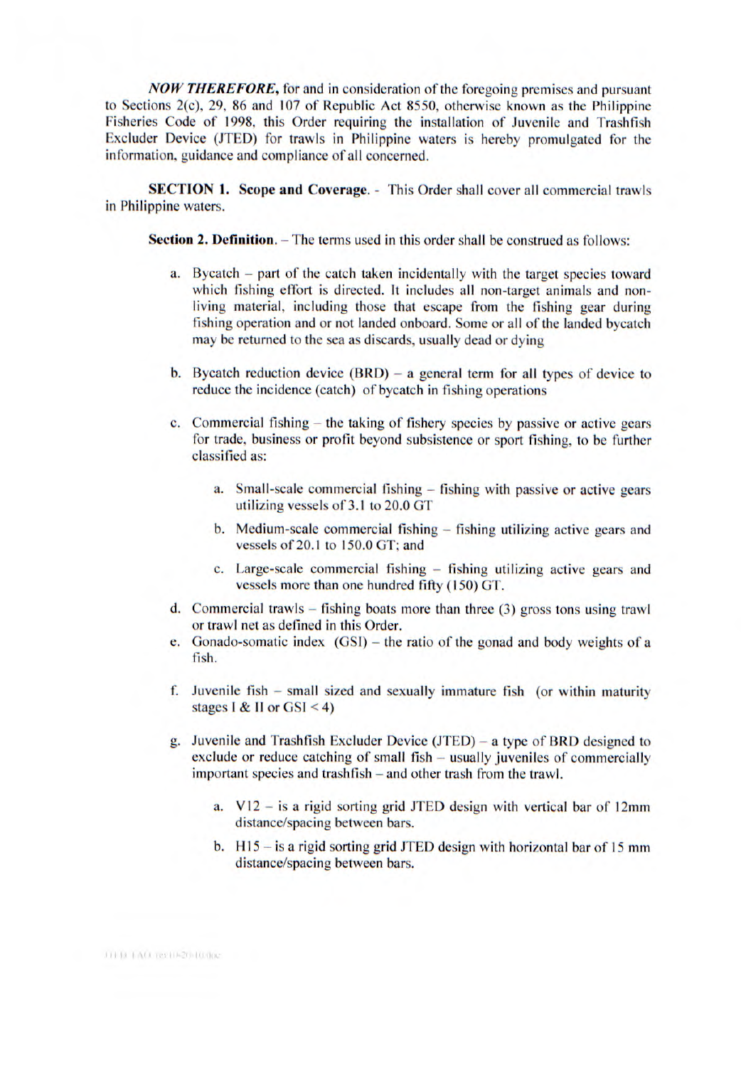***NOW THEREFORE,*** for and in consideration of the foregoing premises and pursuant to Sections 2(c), 29, 86 and 107 of Republic Act 8550, otherwise known as the Philippine Fisheries Code of 1998, this Order requiring the installation of Juvenile and Trashfish Excluder Device (JTED) for trawls in Philippine waters is hereby promulgated for the information, guidance and compliance of all concerned.

**SECTION 1. Scope and Coverage.** - This Order shall cover all commercial trawls in Philippine waters.

**Section 2. Definition.** – The terms used in this order shall be construed as follows:

a. Bycatch – part of the catch taken incidentally with the target species toward which fishing effort is directed. It includes all non-target animals and non-living material, including those that escape from the fishing gear during fishing operation and or not landed onboard. Some or all of the landed bycatch may be returned to the sea as discards, usually dead or dying

b. Bycatch reduction device (BRD) – a general term for all types of device to reduce the incidence (catch) of bycatch in fishing operations

c. Commercial fishing – the taking of fishery species by passive or active gears for trade, business or profit beyond subsistence or sport fishing, to be further classified as:

   a. Small-scale commercial fishing – fishing with passive or active gears utilizing vessels of 3.1 to 20.0 GT

   b. Medium-scale commercial fishing – fishing utilizing active gears and vessels of 20.1 to 150.0 GT; and

   c. Large-scale commercial fishing – fishing utilizing active gears and vessels more than one hundred fifty (150) GT.

d. Commercial trawls – fishing boats more than three (3) gross tons using trawl or trawl net as defined in this Order.

e. Gonado-somatic index (GSI) – the ratio of the gonad and body weights of a fish.

f. Juvenile fish – small sized and sexually immature fish (or within maturity stages I & II or GSI < 4)

g. Juvenile and Trashfish Excluder Device (JTED) – a type of BRD designed to exclude or reduce catching of small fish – usually juveniles of commercially important species and trashfish – and other trash from the trawl.

   a. V12 – is a rigid sorting grid JTED design with vertical bar of 12mm distance/spacing between bars.

   b. H15 – is a rigid sorting grid JTED design with horizontal bar of 15 mm distance/spacing between bars.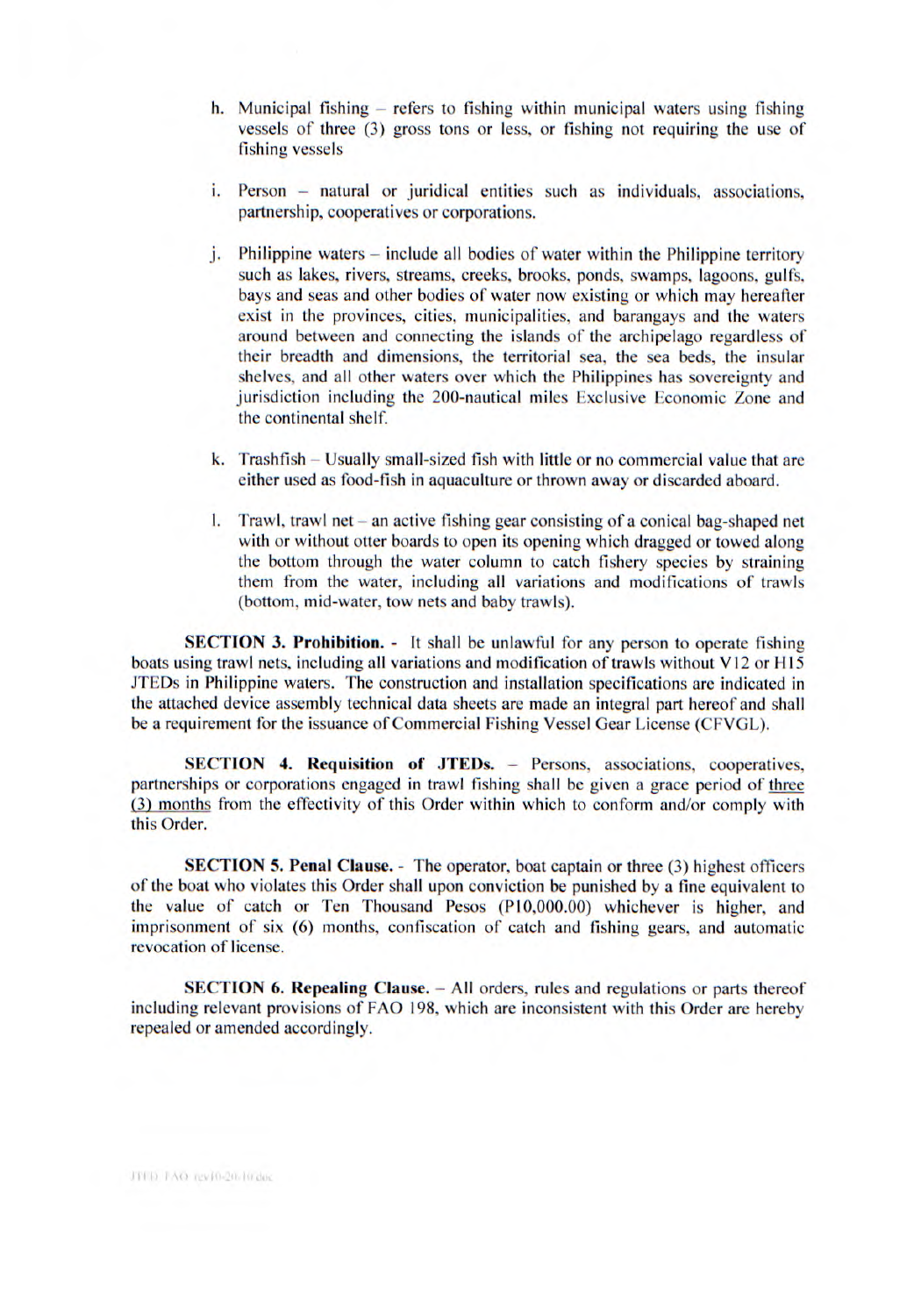h. Municipal fishing – refers to fishing within municipal waters using fishing vessels of three (3) gross tons or less, or fishing not requiring the use of fishing vessels

i. Person – natural or juridical entities such as individuals, associations, partnership, cooperatives or corporations.

j. Philippine waters – include all bodies of water within the Philippine territory such as lakes, rivers, streams, creeks, brooks, ponds, swamps, lagoons, gulfs, bays and seas and other bodies of water now existing or which may hereafter exist in the provinces, cities, municipalities, and barangays and the waters around between and connecting the islands of the archipelago regardless of their breadth and dimensions, the territorial sea, the sea beds, the insular shelves, and all other waters over which the Philippines has sovereignty and jurisdiction including the 200-nautical miles Exclusive Economic Zone and the continental shelf.

k. Trashfish – Usually small-sized fish with little or no commercial value that are either used as food-fish in aquaculture or thrown away or discarded aboard.

l. Trawl, trawl net – an active fishing gear consisting of a conical bag-shaped net with or without otter boards to open its opening which dragged or towed along the bottom through the water column to catch fishery species by straining them from the water, including all variations and modifications of trawls (bottom, mid-water, tow nets and baby trawls).

**SECTION 3. Prohibition.** - It shall be unlawful for any person to operate fishing boats using trawl nets, including all variations and modification of trawls without V12 or H15 JTEDs in Philippine waters. The construction and installation specifications are indicated in the attached device assembly technical data sheets are made an integral part hereof and shall be a requirement for the issuance of Commercial Fishing Vessel Gear License (CFVGL).

**SECTION 4. Requisition of JTEDs.** – Persons, associations, cooperatives, partnerships or corporations engaged in trawl fishing shall be given a grace period of <u>three (3) months</u> from the effectivity of this Order within which to conform and/or comply with this Order.

**SECTION 5. Penal Clause.** - The operator, boat captain or three (3) highest officers of the boat who violates this Order shall upon conviction be punished by a fine equivalent to the value of catch or Ten Thousand Pesos (P10,000.00) whichever is higher, and imprisonment of six (6) months, confiscation of catch and fishing gears, and automatic revocation of license.

**SECTION 6. Repealing Clause.** – All orders, rules and regulations or parts thereof including relevant provisions of FAO 198, which are inconsistent with this Order are hereby repealed or amended accordingly.

JTED FAO rev10-20-10.doc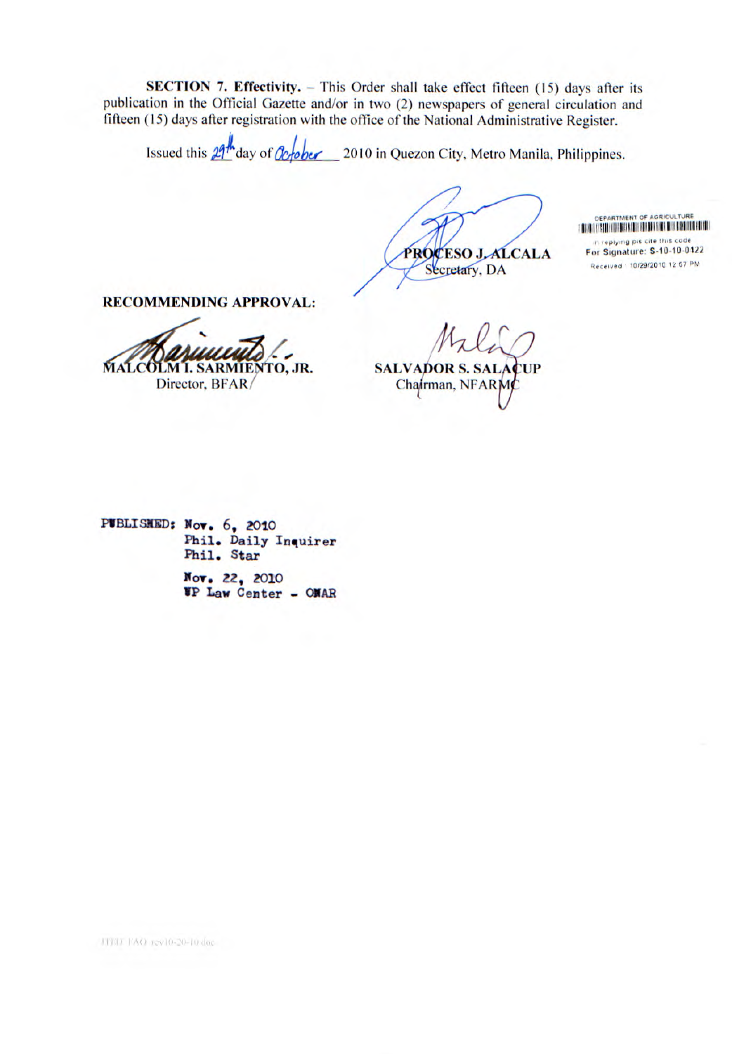**SECTION 7. Effectivity.** – This Order shall take effect fifteen (15) days after its publication in the Official Gazette and/or in two (2) newspapers of general circulation and fifteen (15) days after registration with the office of the National Administrative Register.

Issued this 29th day of October 2010 in Quezon City, Metro Manila, Philippines.

**PROCESO J. ALCALA**
Secretary, DA

DEPARTMENT OF AGRICULTURE
in replying pls cite this code
For Signature: S-10-10-0122
Received : 10/29/2010 12:57 PM

**RECOMMENDING APPROVAL:**

**MALCOLM I. SARMIENTO, JR.**
Director, BFAR

**SALVADOR S. SALACUP**
Chairman, NFARMC

PUBLISHED: Nov. 6, 2010
Phil. Daily Inquirer
Phil. Star

Nov. 22, 2010
UP Law Center - ONAR

FIDD FAO rev10-20-10.doc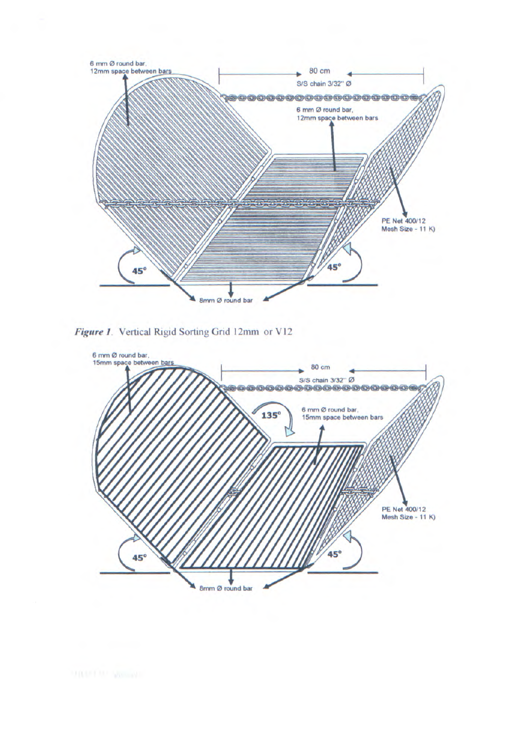***Figure 1.*** Vertical Rigid Sorting Grid 12mm or V12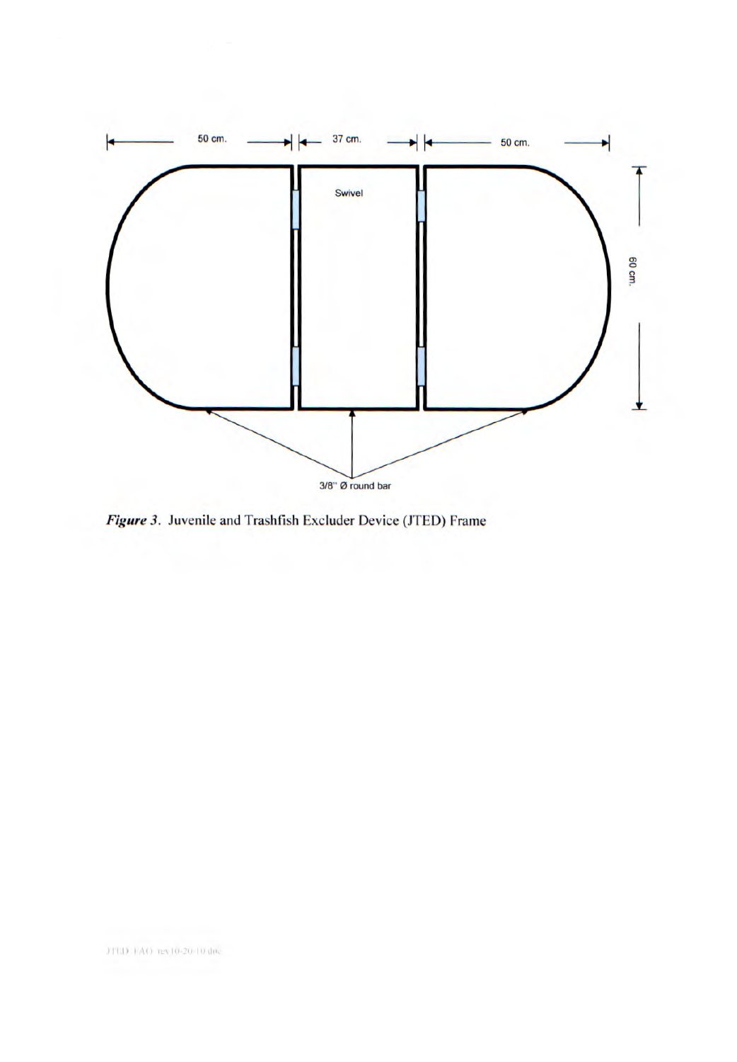50 cm.

37 cm.

50 cm.

Swivel

60 cm.

3/8" Ø round bar

***Figure 3***. Juvenile and Trashfish Excluder Device (JTED) Frame